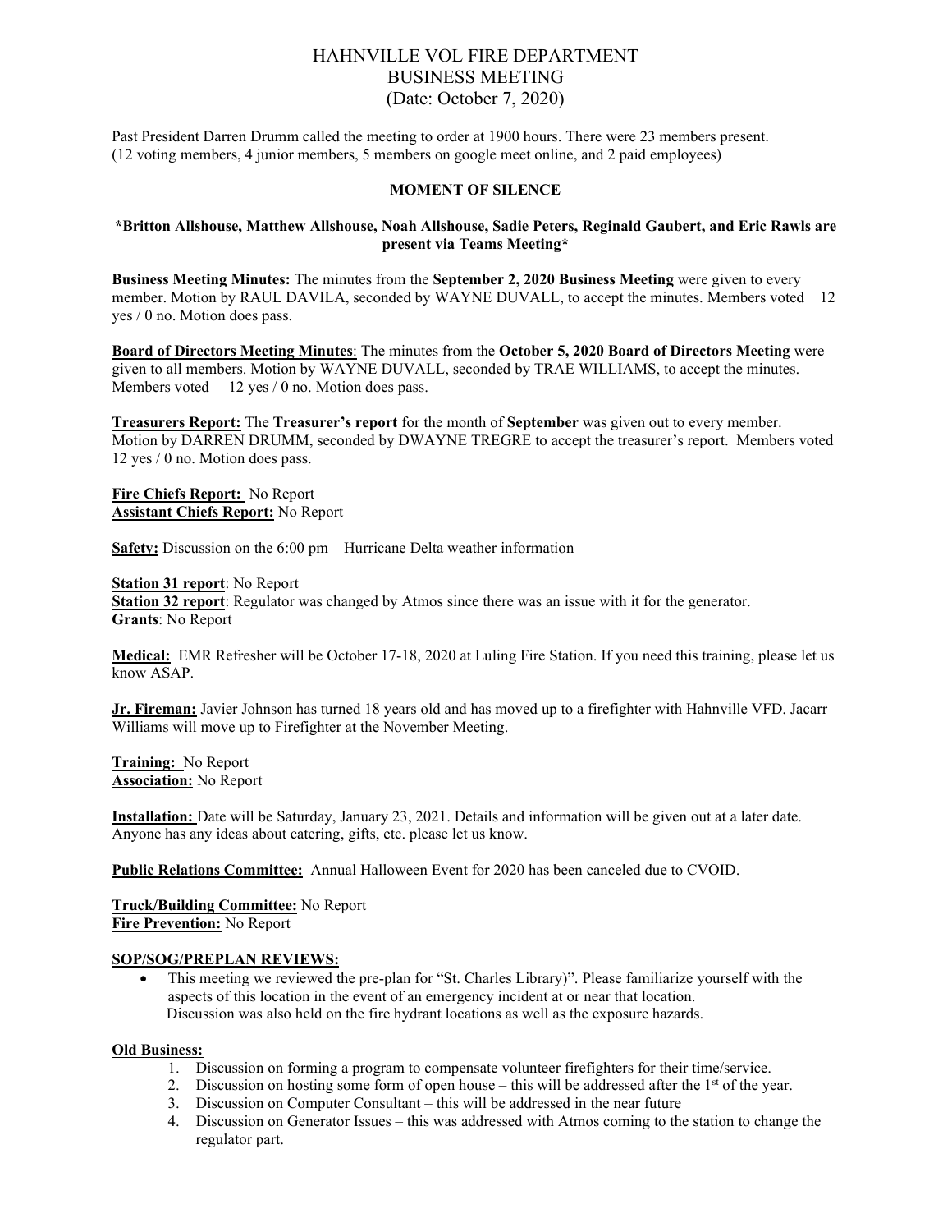# HAHNVILLE VOL FIRE DEPARTMENT
## BUSINESS MEETING
### (Date: October 7, 2020)

Past President Darren Drumm called the meeting to order at 1900 hours. There were 23 members present. (12 voting members, 4 junior members, 5 members on google meet online, and 2 paid employees)

**MOMENT OF SILENCE**

**\*Britton Allshouse, Matthew Allshouse, Noah Allshouse, Sadie Peters, Reginald Gaubert, and Eric Rawls are present via Teams Meeting\***

**Business Meeting Minutes:** The minutes from the **September 2, 2020 Business Meeting** were given to every member. Motion by RAUL DAVILA, seconded by WAYNE DUVALL, to accept the minutes. Members voted 12 yes / 0 no. Motion does pass.

**Board of Directors Meeting Minutes**: The minutes from the **October 5, 2020 Board of Directors Meeting** were given to all members. Motion by WAYNE DUVALL, seconded by TRAE WILLIAMS, to accept the minutes. Members voted 12 yes / 0 no. Motion does pass.

**Treasurers Report:** The **Treasurer's report** for the month of **September** was given out to every member. Motion by DARREN DRUMM, seconded by DWAYNE TREGRE to accept the treasurer's report. Members voted 12 yes / 0 no. Motion does pass.

**Fire Chiefs Report:** No Report
**Assistant Chiefs Report:** No Report

**Safety:** Discussion on the 6:00 pm – Hurricane Delta weather information

**Station 31 report**: No Report
**Station 32 report**: Regulator was changed by Atmos since there was an issue with it for the generator.
**Grants**: No Report

**Medical:** EMR Refresher will be October 17-18, 2020 at Luling Fire Station. If you need this training, please let us know ASAP.

**Jr. Fireman:** Javier Johnson has turned 18 years old and has moved up to a firefighter with Hahnville VFD. Jacarr Williams will move up to Firefighter at the November Meeting.

**Training:** No Report
**Association:** No Report

**Installation:** Date will be Saturday, January 23, 2021. Details and information will be given out at a later date. Anyone has any ideas about catering, gifts, etc. please let us know.

**Public Relations Committee:** Annual Halloween Event for 2020 has been canceled due to CVOID.

**Truck/Building Committee:** No Report
**Fire Prevention:** No Report

**SOP/SOG/PREPLAN REVIEWS:**

- This meeting we reviewed the pre-plan for "St. Charles Library)". Please familiarize yourself with the aspects of this location in the event of an emergency incident at or near that location. Discussion was also held on the fire hydrant locations as well as the exposure hazards.

**Old Business:**

1. Discussion on forming a program to compensate volunteer firefighters for their time/service.
2. Discussion on hosting some form of open house – this will be addressed after the 1st of the year.
3. Discussion on Computer Consultant – this will be addressed in the near future
4. Discussion on Generator Issues – this was addressed with Atmos coming to the station to change the regulator part.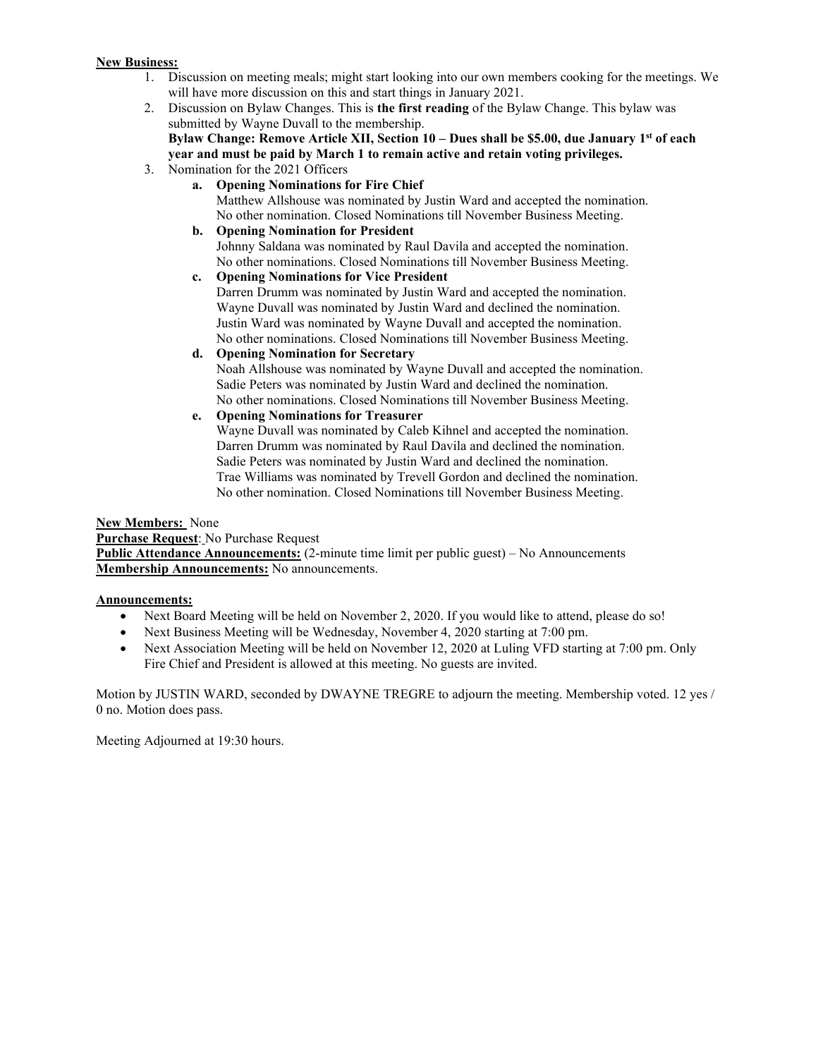**New Business:**

1. Discussion on meeting meals; might start looking into our own members cooking for the meetings. We will have more discussion on this and start things in January 2021.
2. Discussion on Bylaw Changes. This is **the first reading** of the Bylaw Change. This bylaw was submitted by Wayne Duvall to the membership.
   **Bylaw Change: Remove Article XII, Section 10 – Dues shall be $5.00, due January 1st of each year and must be paid by March 1 to remain active and retain voting privileges.**
3. Nomination for the 2021 Officers
   a. **Opening Nominations for Fire Chief**
      Matthew Allshouse was nominated by Justin Ward and accepted the nomination.
      No other nomination. Closed Nominations till November Business Meeting.
   b. **Opening Nomination for President**
      Johnny Saldana was nominated by Raul Davila and accepted the nomination.
      No other nominations. Closed Nominations till November Business Meeting.
   c. **Opening Nominations for Vice President**
      Darren Drumm was nominated by Justin Ward and accepted the nomination.
      Wayne Duvall was nominated by Justin Ward and declined the nomination.
      Justin Ward was nominated by Wayne Duvall and accepted the nomination.
      No other nominations. Closed Nominations till November Business Meeting.
   d. **Opening Nomination for Secretary**
      Noah Allshouse was nominated by Wayne Duvall and accepted the nomination.
      Sadie Peters was nominated by Justin Ward and declined the nomination.
      No other nominations. Closed Nominations till November Business Meeting.
   e. **Opening Nominations for Treasurer**
      Wayne Duvall was nominated by Caleb Kihnel and accepted the nomination.
      Darren Drumm was nominated by Raul Davila and declined the nomination.
      Sadie Peters was nominated by Justin Ward and declined the nomination.
      Trae Williams was nominated by Trevell Gordon and declined the nomination.
      No other nomination. Closed Nominations till November Business Meeting.

**New Members:** None
**Purchase Request**: No Purchase Request
**Public Attendance Announcements:** (2-minute time limit per public guest) – No Announcements
**Membership Announcements:** No announcements.

**Announcements:**

- Next Board Meeting will be held on November 2, 2020. If you would like to attend, please do so!
- Next Business Meeting will be Wednesday, November 4, 2020 starting at 7:00 pm.
- Next Association Meeting will be held on November 12, 2020 at Luling VFD starting at 7:00 pm. Only Fire Chief and President is allowed at this meeting. No guests are invited.

Motion by JUSTIN WARD, seconded by DWAYNE TREGRE to adjourn the meeting. Membership voted. 12 yes / 0 no. Motion does pass.

Meeting Adjourned at 19:30 hours.